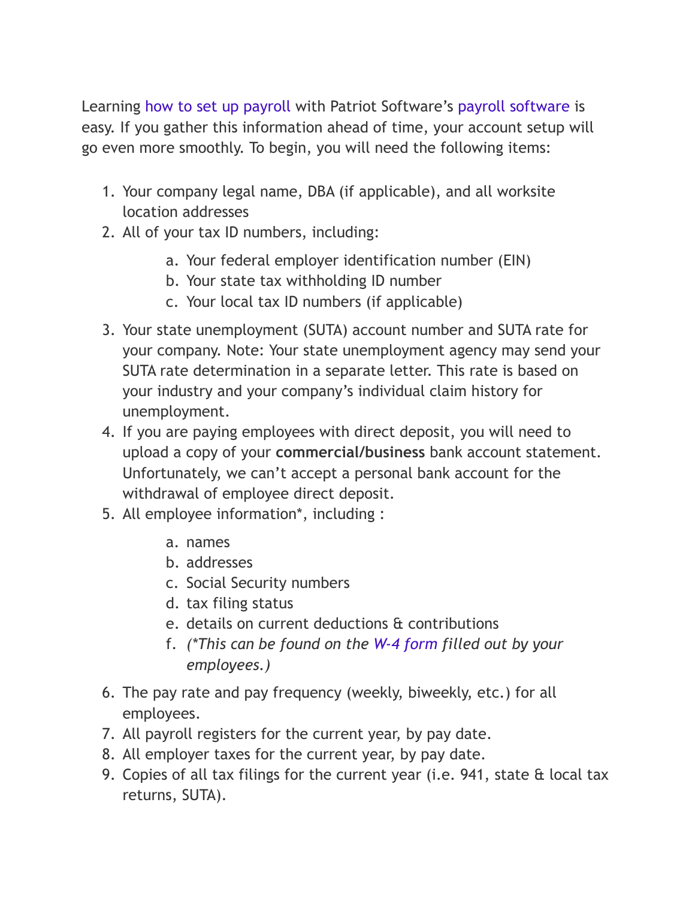Learning how to set up payroll with Patriot Software's payroll software is easy. If you gather this information ahead of time, your account setup will go even more smoothly. To begin, you will need the following items:

1. Your company legal name, DBA (if applicable), and all worksite location addresses
2. All of your tax ID numbers, including:
    a. Your federal employer identification number (EIN)
    b. Your state tax withholding ID number
    c. Your local tax ID numbers (if applicable)
3. Your state unemployment (SUTA) account number and SUTA rate for your company. Note: Your state unemployment agency may send your SUTA rate determination in a separate letter. This rate is based on your industry and your company's individual claim history for unemployment.
4. If you are paying employees with direct deposit, you will need to upload a copy of your **commercial/business** bank account statement. Unfortunately, we can't accept a personal bank account for the withdrawal of employee direct deposit.
5. All employee information*, including :
    a. names
    b. addresses
    c. Social Security numbers
    d. tax filing status
    e. details on current deductions & contributions
    f. *(*This can be found on the W-4 form filled out by your employees.)*
6. The pay rate and pay frequency (weekly, biweekly, etc.) for all employees.
7. All payroll registers for the current year, by pay date.
8. All employer taxes for the current year, by pay date.
9. Copies of all tax filings for the current year (i.e. 941, state & local tax returns, SUTA).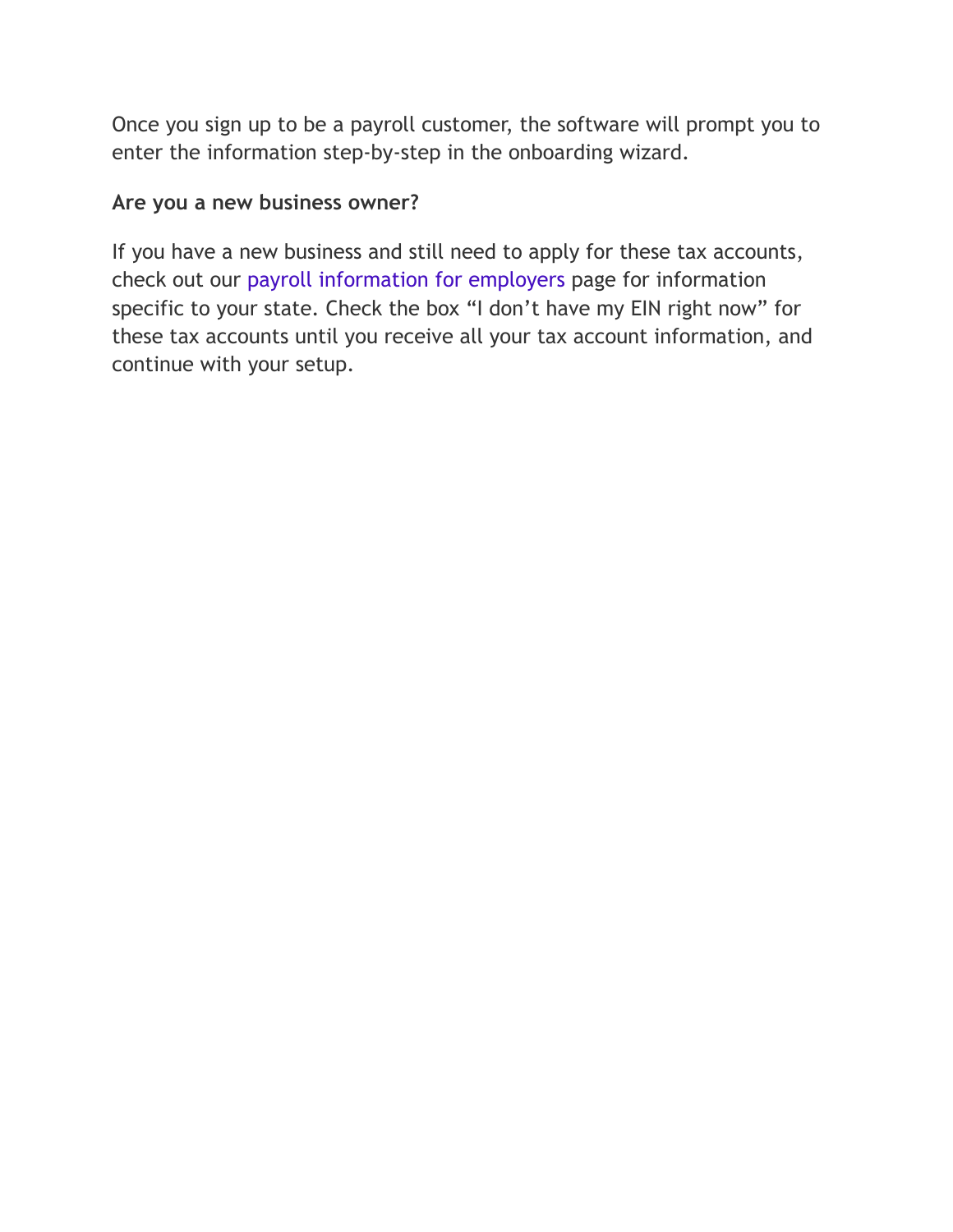Once you sign up to be a payroll customer, the software will prompt you to enter the information step-by-step in the onboarding wizard.

**Are you a new business owner?**

If you have a new business and still need to apply for these tax accounts, check out our payroll information for employers page for information specific to your state. Check the box “I don’t have my EIN right now” for these tax accounts until you receive all your tax account information, and continue with your setup.